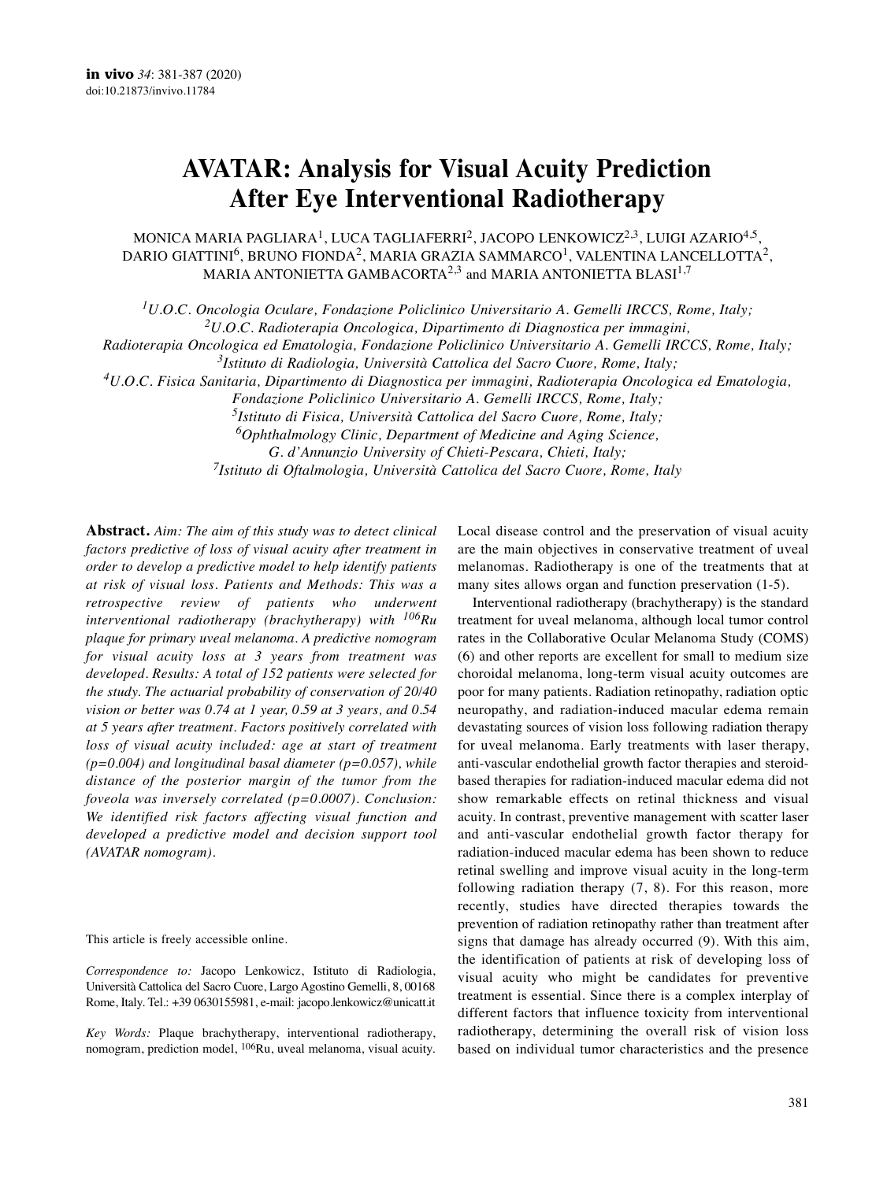# AVATAR: Analysis for Visual Acuity Prediction After Eye Interventional Radiotherapy

MONICA MARIA PAGLIARA[1], LUCA TAGLIAFERRI[2], JACOPO LENKOWICZ[2,3], LUIGI AZARIO[4,5], DARIO GIATTINI[6], BRUNO FIONDA[2], MARIA GRAZIA SAMMARCO[1], VALENTINA LANCELLOTTA[2], MARIA ANTONIETTA GAMBACORTA[2,3] and MARIA ANTONIETTA BLASI[1,7]

*[1]U.O.C. Oncologia Oculare, Fondazione Policlinico Universitario A. Gemelli IRCCS, Rome, Italy;*
*[2]U.O.C. Radioterapia Oncologica, Dipartimento di Diagnostica per immagini, Radioterapia Oncologica ed Ematologia, Fondazione Policlinico Universitario A. Gemelli IRCCS, Rome, Italy;*
*[3]Istituto di Radiologia, Università Cattolica del Sacro Cuore, Rome, Italy;*
*[4]U.O.C. Fisica Sanitaria, Dipartimento di Diagnostica per immagini, Radioterapia Oncologica ed Ematologia, Fondazione Policlinico Universitario A. Gemelli IRCCS, Rome, Italy;*
*[5]Istituto di Fisica, Università Cattolica del Sacro Cuore, Rome, Italy;*
*[6]Ophthalmology Clinic, Department of Medicine and Aging Science, G. d'Annunzio University of Chieti-Pescara, Chieti, Italy;*
*[7]Istituto di Oftalmologia, Università Cattolica del Sacro Cuore, Rome, Italy*

**Abstract.** *Aim: The aim of this study was to detect clinical factors predictive of loss of visual acuity after treatment in order to develop a predictive model to help identify patients at risk of visual loss. Patients and Methods: This was a retrospective review of patients who underwent interventional radiotherapy (brachytherapy) with $^{106}$Ru plaque for primary uveal melanoma. A predictive nomogram for visual acuity loss at 3 years from treatment was developed. Results: A total of 152 patients were selected for the study. The actuarial probability of conservation of 20/40 vision or better was 0.74 at 1 year, 0.59 at 3 years, and 0.54 at 5 years after treatment. Factors positively correlated with loss of visual acuity included: age at start of treatment ($p=0.004$) and longitudinal basal diameter ($p=0.057$), while distance of the posterior margin of the tumor from the foveola was inversely correlated ($p=0.0007$). Conclusion: We identified risk factors affecting visual function and developed a predictive model and decision support tool (AVATAR nomogram).*

This article is freely accessible online.

*Correspondence to:* Jacopo Lenkowicz, Istituto di Radiologia, Università Cattolica del Sacro Cuore, Largo Agostino Gemelli, 8, 00168 Rome, Italy. Tel.: +39 0630155981, e-mail: jacopo.lenkowicz@unicatt.it

*Key Words:* Plaque brachytherapy, interventional radiotherapy, nomogram, prediction model, $^{106}$Ru, uveal melanoma, visual acuity.

Local disease control and the preservation of visual acuity are the main objectives in conservative treatment of uveal melanomas. Radiotherapy is one of the treatments that at many sites allows organ and function preservation (1-5).

Interventional radiotherapy (brachytherapy) is the standard treatment for uveal melanoma, although local tumor control rates in the Collaborative Ocular Melanoma Study (COMS) (6) and other reports are excellent for small to medium size choroidal melanoma, long-term visual acuity outcomes are poor for many patients. Radiation retinopathy, radiation optic neuropathy, and radiation-induced macular edema remain devastating sources of vision loss following radiation therapy for uveal melanoma. Early treatments with laser therapy, anti-vascular endothelial growth factor therapies and steroid-based therapies for radiation-induced macular edema did not show remarkable effects on retinal thickness and visual acuity. In contrast, preventive management with scatter laser and anti-vascular endothelial growth factor therapy for radiation-induced macular edema has been shown to reduce retinal swelling and improve visual acuity in the long-term following radiation therapy (7, 8). For this reason, more recently, studies have directed therapies towards the prevention of radiation retinopathy rather than treatment after signs that damage has already occurred (9). With this aim, the identification of patients at risk of developing loss of visual acuity who might be candidates for preventive treatment is essential. Since there is a complex interplay of different factors that influence toxicity from interventional radiotherapy, determining the overall risk of vision loss based on individual tumor characteristics and the presence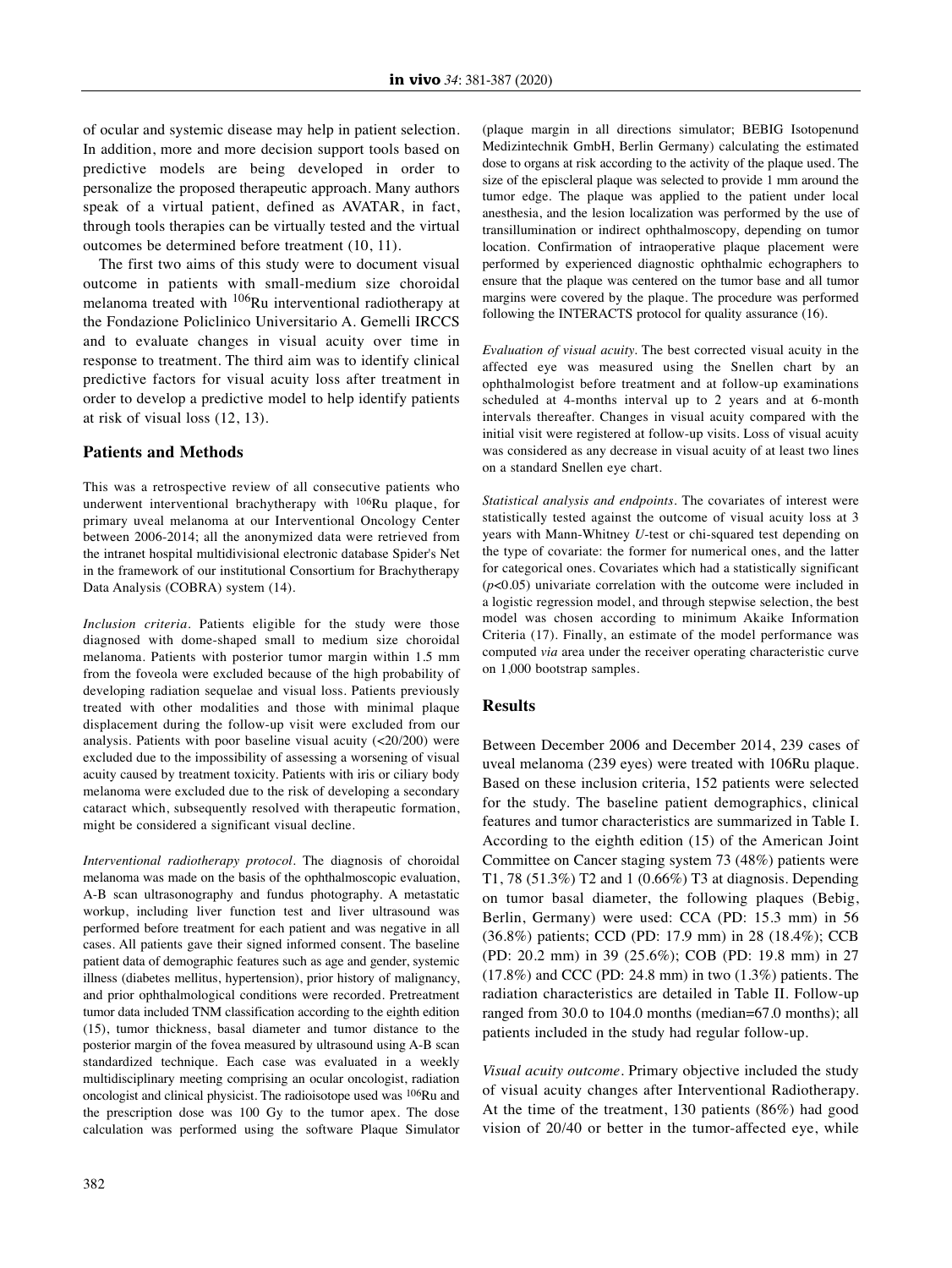of ocular and systemic disease may help in patient selection. In addition, more and more decision support tools based on predictive models are being developed in order to personalize the proposed therapeutic approach. Many authors speak of a virtual patient, defined as AVATAR, in fact, through tools therapies can be virtually tested and the virtual outcomes be determined before treatment (10, 11).

The first two aims of this study were to document visual outcome in patients with small-medium size choroidal melanoma treated with $^{106}$Ru interventional radiotherapy at the Fondazione Policlinico Universitario A. Gemelli IRCCS and to evaluate changes in visual acuity over time in response to treatment. The third aim was to identify clinical predictive factors for visual acuity loss after treatment in order to develop a predictive model to help identify patients at risk of visual loss (12, 13).

## Patients and Methods

This was a retrospective review of all consecutive patients who underwent interventional brachytherapy with $^{106}$Ru plaque, for primary uveal melanoma at our Interventional Oncology Center between 2006-2014; all the anonymized data were retrieved from the intranet hospital multidivisional electronic database Spider's Net in the framework of our institutional Consortium for Brachytherapy Data Analysis (COBRA) system (14).

*Inclusion criteria.* Patients eligible for the study were those diagnosed with dome-shaped small to medium size choroidal melanoma. Patients with posterior tumor margin within 1.5 mm from the foveola were excluded because of the high probability of developing radiation sequelae and visual loss. Patients previously treated with other modalities and those with minimal plaque displacement during the follow-up visit were excluded from our analysis. Patients with poor baseline visual acuity (<20/200) were excluded due to the impossibility of assessing a worsening of visual acuity caused by treatment toxicity. Patients with iris or ciliary body melanoma were excluded due to the risk of developing a secondary cataract which, subsequently resolved with therapeutic formation, might be considered a significant visual decline.

*Interventional radiotherapy protocol.* The diagnosis of choroidal melanoma was made on the basis of the ophthalmoscopic evaluation, A-B scan ultrasonography and fundus photography. A metastatic workup, including liver function test and liver ultrasound was performed before treatment for each patient and was negative in all cases. All patients gave their signed informed consent. The baseline patient data of demographic features such as age and gender, systemic illness (diabetes mellitus, hypertension), prior history of malignancy, and prior ophthalmological conditions were recorded. Pretreatment tumor data included TNM classification according to the eighth edition (15), tumor thickness, basal diameter and tumor distance to the posterior margin of the fovea measured by ultrasound using A-B scan standardized technique. Each case was evaluated in a weekly multidisciplinary meeting comprising an ocular oncologist, radiation oncologist and clinical physicist. The radioisotope used was $^{106}$Ru and the prescription dose was 100 Gy to the tumor apex. The dose calculation was performed using the software Plaque Simulator (plaque margin in all directions simulator; BEBIG Isotopenund Medizintechnik GmbH, Berlin Germany) calculating the estimated dose to organs at risk according to the activity of the plaque used. The size of the episcleral plaque was selected to provide 1 mm around the tumor edge. The plaque was applied to the patient under local anesthesia, and the lesion localization was performed by the use of transillumination or indirect ophthalmoscopy, depending on tumor location. Confirmation of intraoperative plaque placement were performed by experienced diagnostic ophthalmic echographers to ensure that the plaque was centered on the tumor base and all tumor margins were covered by the plaque. The procedure was performed following the INTERACTS protocol for quality assurance (16).

*Evaluation of visual acuity.* The best corrected visual acuity in the affected eye was measured using the Snellen chart by an ophthalmologist before treatment and at follow-up examinations scheduled at 4-months interval up to 2 years and at 6-month intervals thereafter. Changes in visual acuity compared with the initial visit were registered at follow-up visits. Loss of visual acuity was considered as any decrease in visual acuity of at least two lines on a standard Snellen eye chart.

*Statistical analysis and endpoints.* The covariates of interest were statistically tested against the outcome of visual acuity loss at 3 years with Mann-Whitney *U*-test or chi-squared test depending on the type of covariate: the former for numerical ones, and the latter for categorical ones. Covariates which had a statistically significant ($p$<0.05) univariate correlation with the outcome were included in a logistic regression model, and through stepwise selection, the best model was chosen according to minimum Akaike Information Criteria (17). Finally, an estimate of the model performance was computed *via* area under the receiver operating characteristic curve on 1,000 bootstrap samples.

## Results

Between December 2006 and December 2014, 239 cases of uveal melanoma (239 eyes) were treated with 106Ru plaque. Based on these inclusion criteria, 152 patients were selected for the study. The baseline patient demographics, clinical features and tumor characteristics are summarized in Table I. According to the eighth edition (15) of the American Joint Committee on Cancer staging system 73 (48%) patients were T1, 78 (51.3%) T2 and 1 (0.66%) T3 at diagnosis. Depending on tumor basal diameter, the following plaques (Bebig, Berlin, Germany) were used: CCA (PD: 15.3 mm) in 56 (36.8%) patients; CCD (PD: 17.9 mm) in 28 (18.4%); CCB (PD: 20.2 mm) in 39 (25.6%); COB (PD: 19.8 mm) in 27 (17.8%) and CCC (PD: 24.8 mm) in two (1.3%) patients. The radiation characteristics are detailed in Table II. Follow-up ranged from 30.0 to 104.0 months (median=67.0 months); all patients included in the study had regular follow-up.

*Visual acuity outcome.* Primary objective included the study of visual acuity changes after Interventional Radiotherapy. At the time of the treatment, 130 patients (86%) had good vision of 20/40 or better in the tumor-affected eye, while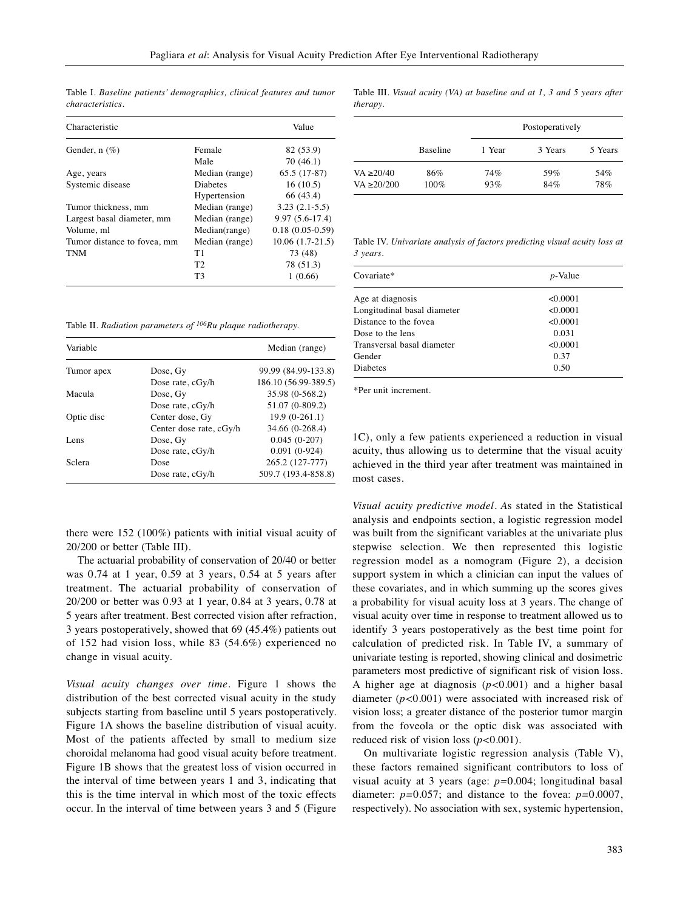Table I. *Baseline patients' demographics, clinical features and tumor characteristics.*

| Characteristic | | Value |
|---|---|---|
| Gender, n (%) | Female | 82 (53.9) |
| | Male | 70 (46.1) |
| Age, years | Median (range) | 65.5 (17-87) |
| Systemic disease | Diabetes | 16 (10.5) |
| | Hypertension | 66 (43.4) |
| Tumor thickness, mm | Median (range) | 3.23 (2.1-5.5) |
| Largest basal diameter, mm | Median (range) | 9.97 (5.6-17.4) |
| Volume, ml | Median(range) | 0.18 (0.05-0.59) |
| Tumor distance to fovea, mm | Median (range) | 10.06 (1.7-21.5) |
| TNM | T1 | 73 (48) |
| | T2 | 78 (51.3) |
| | T3 | 1 (0.66) |

Table II. *Radiation parameters of $^{106}$Ru plaque radiotherapy.*

| Variable | | Median (range) |
|---|---|---|
| Tumor apex | Dose, Gy | 99.99 (84.99-133.8) |
| | Dose rate, cGy/h | 186.10 (56.99-389.5) |
| Macula | Dose, Gy | 35.98 (0-568.2) |
| | Dose rate, cGy/h | 51.07 (0-809.2) |
| Optic disc | Center dose, Gy | 19.9 (0-261.1) |
| | Center dose rate, cGy/h | 34.66 (0-268.4) |
| Lens | Dose, Gy | 0.045 (0-207) |
| | Dose rate, cGy/h | 0.091 (0-924) |
| Sclera | Dose | 265.2 (127-777) |
| | Dose rate, cGy/h | 509.7 (193.4-858.8) |

there were 152 (100%) patients with initial visual acuity of 20/200 or better (Table III).

The actuarial probability of conservation of 20/40 or better was 0.74 at 1 year, 0.59 at 3 years, 0.54 at 5 years after treatment. The actuarial probability of conservation of 20/200 or better was 0.93 at 1 year, 0.84 at 3 years, 0.78 at 5 years after treatment. Best corrected vision after refraction, 3 years postoperatively, showed that 69 (45.4%) patients out of 152 had vision loss, while 83 (54.6%) experienced no change in visual acuity.

*Visual acuity changes over time*. Figure 1 shows the distribution of the best corrected visual acuity in the study subjects starting from baseline until 5 years postoperatively. Figure 1A shows the baseline distribution of visual acuity. Most of the patients affected by small to medium size choroidal melanoma had good visual acuity before treatment. Figure 1B shows that the greatest loss of vision occurred in the interval of time between years 1 and 3, indicating that this is the time interval in which most of the toxic effects occur. In the interval of time between years 3 and 5 (Figure 1C), only a few patients experienced a reduction in visual acuity, thus allowing us to determine that the visual acuity achieved in the third year after treatment was maintained in most cases.

Table III. *Visual acuity (VA) at baseline and at 1, 3 and 5 years after therapy.*

| | Baseline | Postoperatively | | |
|---|---|---|---|---|
| | | 1 Year | 3 Years | 5 Years |
| VA ≥20/40 | 86% | 74% | 59% | 54% |
| VA ≥20/200 | 100% | 93% | 84% | 78% |

Table IV. *Univariate analysis of factors predicting visual acuity loss at 3 years.*

| Covariate* | *p*-Value |
|---|---|
| Age at diagnosis | <0.0001 |
| Longitudinal basal diameter | <0.0001 |
| Distance to the fovea | <0.0001 |
| Dose to the lens | 0.031 |
| Transversal basal diameter | <0.0001 |
| Gender | 0.37 |
| Diabetes | 0.50 |

*Per unit increment.

*Visual acuity predictive model*. As stated in the Statistical analysis and endpoints section, a logistic regression model was built from the significant variables at the univariate plus stepwise selection. We then represented this logistic regression model as a nomogram (Figure 2), a decision support system in which a clinician can input the values of these covariates, and in which summing up the scores gives a probability for visual acuity loss at 3 years. The change of visual acuity over time in response to treatment allowed us to identify 3 years postoperatively as the best time point for calculation of predicted risk. In Table IV, a summary of univariate testing is reported, showing clinical and dosimetric parameters most predictive of significant risk of vision loss. A higher age at diagnosis ($p<0.001$) and a higher basal diameter ($p<0.001$) were associated with increased risk of vision loss; a greater distance of the posterior tumor margin from the foveola or the optic disk was associated with reduced risk of vision loss ($p<0.001$).

On multivariate logistic regression analysis (Table V), these factors remained significant contributors to loss of visual acuity at 3 years (age: $p=0.004$; longitudinal basal diameter: $p=0.057$; and distance to the fovea: $p=0.0007$, respectively). No association with sex, systemic hypertension,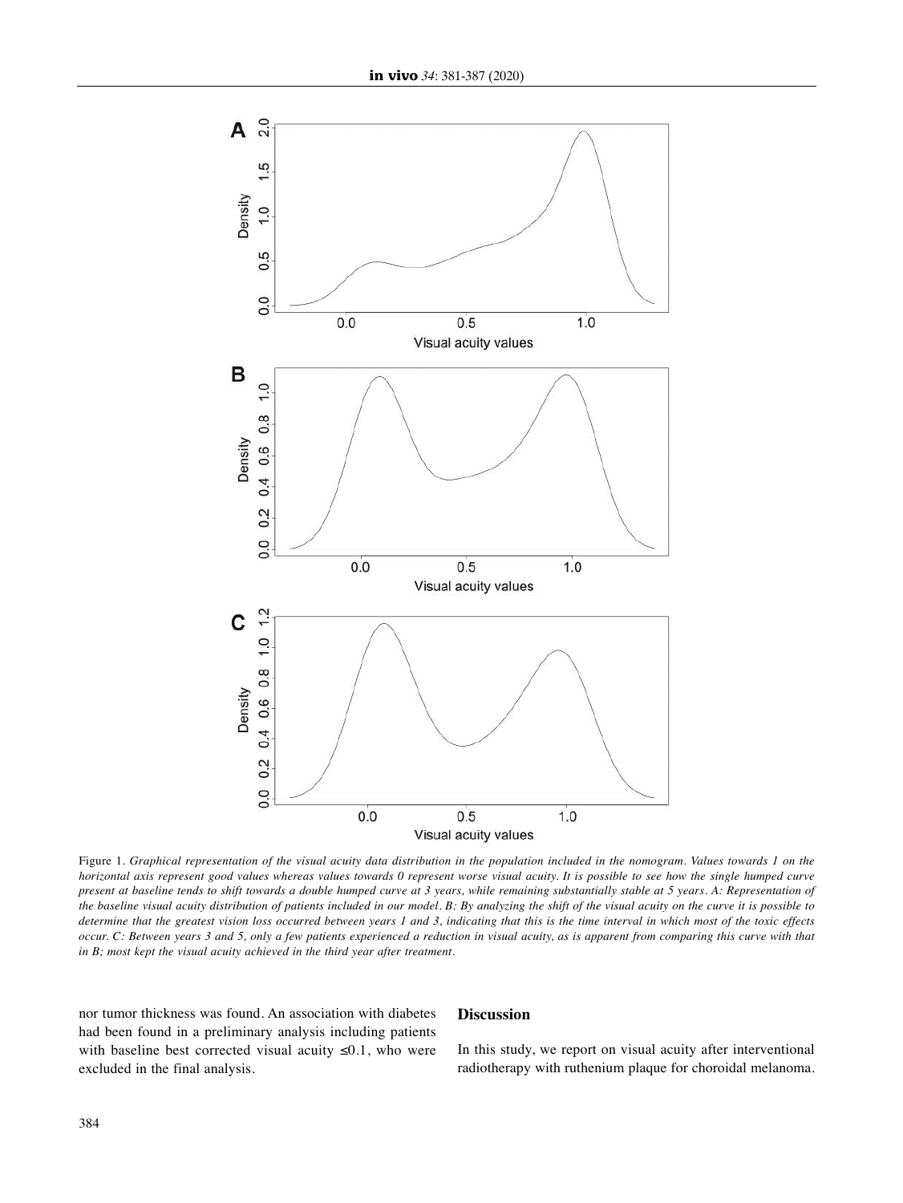Figure 1. *Graphical representation of the visual acuity data distribution in the population included in the nomogram. Values towards 1 on the horizontal axis represent good values whereas values towards 0 represent worse visual acuity. It is possible to see how the single humped curve present at baseline tends to shift towards a double humped curve at 3 years, while remaining substantially stable at 5 years. A: Representation of the baseline visual acuity distribution of patients included in our model. B: By analyzing the shift of the visual acuity on the curve it is possible to determine that the greatest vision loss occurred between years 1 and 3, indicating that this is the time interval in which most of the toxic effects occur. C: Between years 3 and 5, only a few patients experienced a reduction in visual acuity, as is apparent from comparing this curve with that in B; most kept the visual acuity achieved in the third year after treatment.*

nor tumor thickness was found. An association with diabetes had been found in a preliminary analysis including patients with baseline best corrected visual acuity $\leq 0.1$, who were excluded in the final analysis.

## Discussion

In this study, we report on visual acuity after interventional radiotherapy with ruthenium plaque for choroidal melanoma.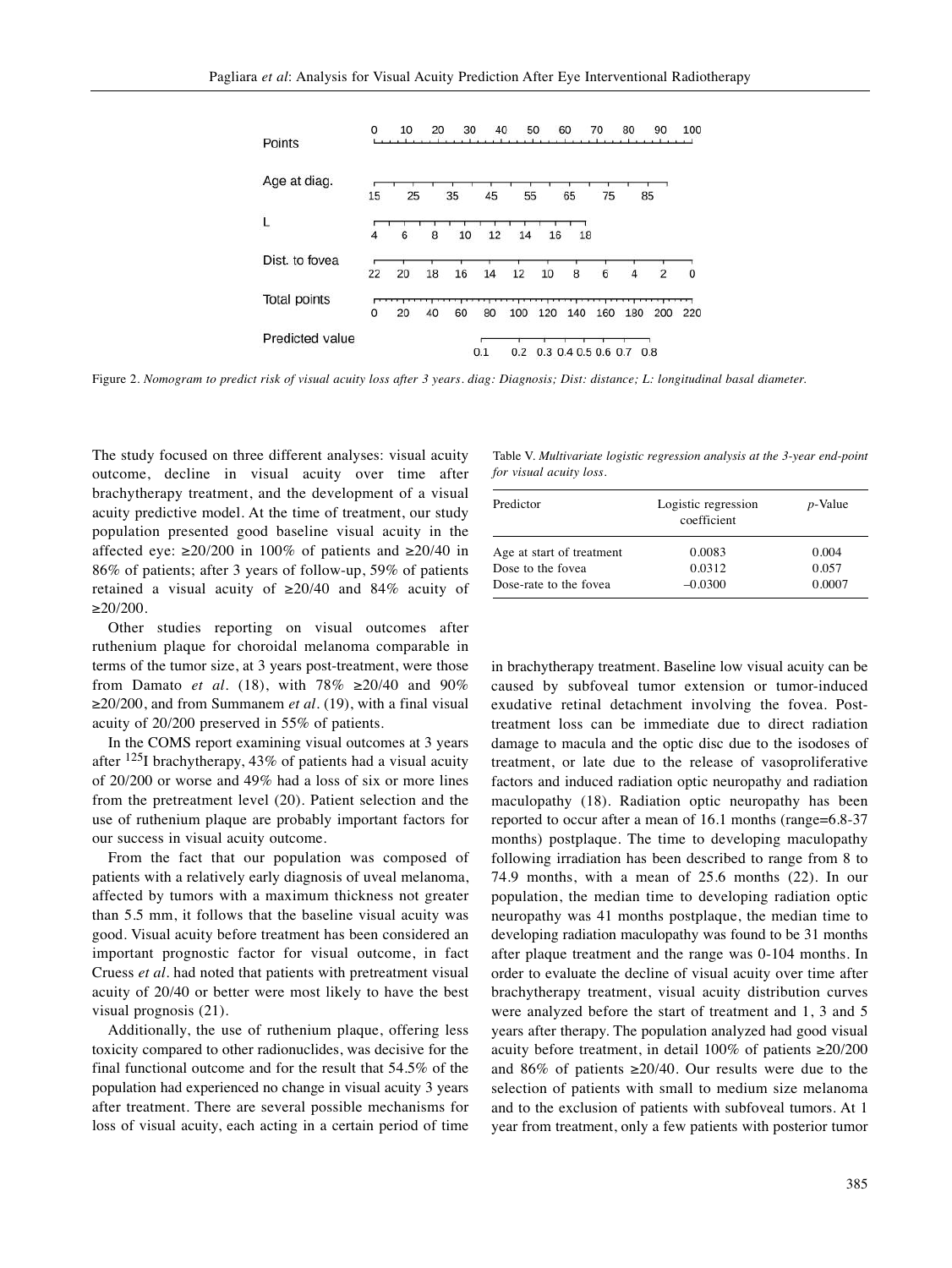Figure 2. *Nomogram to predict risk of visual acuity loss after 3 years. diag: Diagnosis; Dist: distance; L: longitudinal basal diameter.*

The study focused on three different analyses: visual acuity outcome, decline in visual acuity over time after brachytherapy treatment, and the development of a visual acuity predictive model. At the time of treatment, our study population presented good baseline visual acuity in the affected eye: ≥20/200 in 100% of patients and ≥20/40 in 86% of patients; after 3 years of follow-up, 59% of patients retained a visual acuity of ≥20/40 and 84% acuity of ≥20/200.

Other studies reporting on visual outcomes after ruthenium plaque for choroidal melanoma comparable in terms of the tumor size, at 3 years post-treatment, were those from Damato *et al*. (18), with 78% ≥20/40 and 90% ≥20/200, and from Summanem *et al*. (19), with a final visual acuity of 20/200 preserved in 55% of patients.

In the COMS report examining visual outcomes at 3 years after $^{125}$I brachytherapy, 43% of patients had a visual acuity of 20/200 or worse and 49% had a loss of six or more lines from the pretreatment level (20). Patient selection and the use of ruthenium plaque are probably important factors for our success in visual acuity outcome.

From the fact that our population was composed of patients with a relatively early diagnosis of uveal melanoma, affected by tumors with a maximum thickness not greater than 5.5 mm, it follows that the baseline visual acuity was good. Visual acuity before treatment has been considered an important prognostic factor for visual outcome, in fact Cruess *et al*. had noted that patients with pretreatment visual acuity of 20/40 or better were most likely to have the best visual prognosis (21).

Additionally, the use of ruthenium plaque, offering less toxicity compared to other radionuclides, was decisive for the final functional outcome and for the result that 54.5% of the population had experienced no change in visual acuity 3 years after treatment. There are several possible mechanisms for loss of visual acuity, each acting in a certain period of time in brachytherapy treatment. Baseline low visual acuity can be caused by subfoveal tumor extension or tumor-induced exudative retinal detachment involving the fovea. Post-treatment loss can be immediate due to direct radiation damage to macula and the optic disc due to the isodoses of treatment, or late due to the release of vasoproliferative factors and induced radiation optic neuropathy and radiation maculopathy (18). Radiation optic neuropathy has been reported to occur after a mean of 16.1 months (range=6.8-37 months) postplaque. The time to developing maculopathy following irradiation has been described to range from 8 to 74.9 months, with a mean of 25.6 months (22). In our population, the median time to developing radiation optic neuropathy was 41 months postplaque, the median time to developing radiation maculopathy was found to be 31 months after plaque treatment and the range was 0-104 months. In order to evaluate the decline of visual acuity over time after brachytherapy treatment, visual acuity distribution curves were analyzed before the start of treatment and 1, 3 and 5 years after therapy. The population analyzed had good visual acuity before treatment, in detail 100% of patients ≥20/200 and 86% of patients ≥20/40. Our results were due to the selection of patients with small to medium size melanoma and to the exclusion of patients with subfoveal tumors. At 1 year from treatment, only a few patients with posterior tumor

Table V. *Multivariate logistic regression analysis at the 3-year end-point for visual acuity loss.*

| Predictor | Logistic regression coefficient | *p*-Value |
|---|---|---|
| Age at start of treatment | 0.0083 | 0.004 |
| Dose to the fovea | 0.0312 | 0.057 |
| Dose-rate to the fovea | –0.0300 | 0.0007 |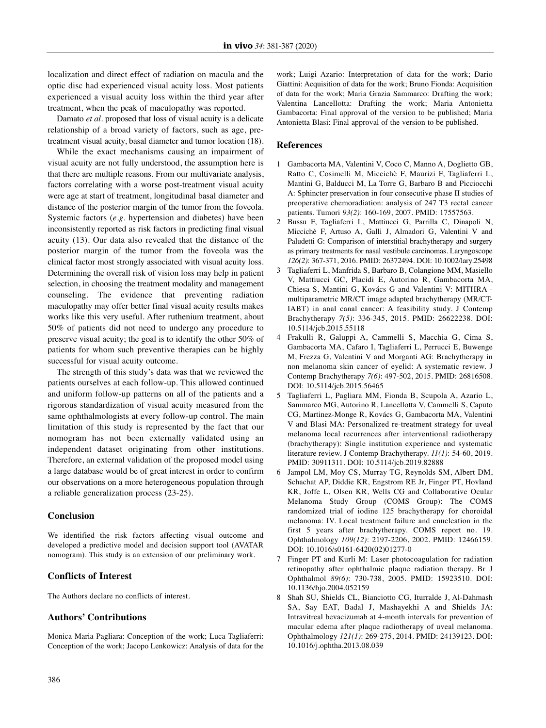localization and direct effect of radiation on macula and the optic disc had experienced visual acuity loss. Most patients experienced a visual acuity loss within the third year after treatment, when the peak of maculopathy was reported.

Damato *et al.* proposed that loss of visual acuity is a delicate relationship of a broad variety of factors, such as age, pre-treatment visual acuity, basal diameter and tumor location (18).

While the exact mechanisms causing an impairment of visual acuity are not fully understood, the assumption here is that there are multiple reasons. From our multivariate analysis, factors correlating with a worse post-treatment visual acuity were age at start of treatment, longitudinal basal diameter and distance of the posterior margin of the tumor from the foveola. Systemic factors (*e.g.* hypertension and diabetes) have been inconsistently reported as risk factors in predicting final visual acuity (13). Our data also revealed that the distance of the posterior margin of the tumor from the foveola was the clinical factor most strongly associated with visual acuity loss. Determining the overall risk of vision loss may help in patient selection, in choosing the treatment modality and management counseling. The evidence that preventing radiation maculopathy may offer better final visual acuity results makes works like this very useful. After ruthenium treatment, about 50% of patients did not need to undergo any procedure to preserve visual acuity; the goal is to identify the other 50% of patients for whom such preventive therapies can be highly successful for visual acuity outcome.

The strength of this study's data was that we reviewed the patients ourselves at each follow-up. This allowed continued and uniform follow-up patterns on all of the patients and a rigorous standardization of visual acuity measured from the same ophthalmologists at every follow-up control. The main limitation of this study is represented by the fact that our nomogram has not been externally validated using an independent dataset originating from other institutions. Therefore, an external validation of the proposed model using a large database would be of great interest in order to confirm our observations on a more heterogeneous population through a reliable generalization process (23-25).

## Conclusion

We identified the risk factors affecting visual outcome and developed a predictive model and decision support tool (AVATAR nomogram). This study is an extension of our preliminary work.

## Conflicts of Interest

The Authors declare no conflicts of interest.

## Authors' Contributions

Monica Maria Pagliara: Conception of the work; Luca Tagliaferri: Conception of the work; Jacopo Lenkowicz: Analysis of data for the work; Luigi Azario: Interpretation of data for the work; Dario Giattini: Acquisition of data for the work; Bruno Fionda: Acquisition of data for the work; Maria Grazia Sammarco: Drafting the work; Valentina Lancellotta: Drafting the work; Maria Antonietta Gambacorta: Final approval of the version to be published; Maria Antonietta Blasi: Final approval of the version to be published.

## References

1. Gambacorta MA, Valentini V, Coco C, Manno A, Doglietto GB, Ratto C, Cosimelli M, Miccichè F, Maurizi F, Tagliaferri L, Mantini G, Balducci M, La Torre G, Barbaro B and Picciocchi A: Sphincter preservation in four consecutive phase II studies of preoperative chemoradiation: analysis of 247 T3 rectal cancer patients. Tumori *93(2)*: 160-169, 2007. PMID: 17557563.
2. Bussu F, Tagliaferri L, Mattiucci G, Parrilla C, Dinapoli N, Miccichè F, Artuso A, Galli J, Almadori G, Valentini V and Paludetti G: Comparison of interstitial brachytherapy and surgery as primary treatments for nasal vestibule carcinomas. Laryngoscope *126(2)*: 367-371, 2016. PMID: 26372494. DOI: 10.1002/lary.25498
3. Tagliaferri L, Manfrida S, Barbaro B, Colangione MM, Masiello V, Mattiucci GC, Placidi E, Autorino R, Gambacorta MA, Chiesa S, Mantini G, Kovács G and Valentini V: MITHRA - multiparametric MR/CT image adapted brachytherapy (MR/CT-IABT) in anal canal cancer: A feasibility study. J Contemp Brachytherapy *7(5)*: 336-345, 2015. PMID: 26622238. DOI: 10.5114/jcb.2015.55118
4. Frakulli R, Galuppi A, Cammelli S, Macchia G, Cima S, Gambacorta MA, Cafaro I, Tagliaferri L, Perrucci E, Buwenge M, Frezza G, Valentini V and Morganti AG: Brachytherapy in non melanoma skin cancer of eyelid: A systematic review. J Contemp Brachytherapy *7(6)*: 497-502, 2015. PMID: 26816508. DOI: 10.5114/jcb.2015.56465
5. Tagliaferri L, Pagliara MM, Fionda B, Scupola A, Azario L, Sammarco MG, Autorino R, Lancellotta V, Cammelli S, Caputo CG, Martinez-Monge R, Kovács G, Gambacorta MA, Valentini V and Blasi MA: Personalized re-treatment strategy for uveal melanoma local recurrences after interventional radiotherapy (brachytherapy): Single institution experience and systematic literature review. J Contemp Brachytherapy. *11(1)*: 54-60, 2019. PMID: 30911311. DOI: 10.5114/jcb.2019.82888
6. Jampol LM, Moy CS, Murray TG, Reynolds SM, Albert DM, Schachat AP, Diddie KR, Engstrom RE Jr, Finger PT, Hovland KR, Joffe L, Olsen KR, Wells CG and Collaborative Ocular Melanoma Study Group (COMS Group): The COMS randomized trial of iodine 125 brachytherapy for choroidal melanoma: IV. Local treatment failure and enucleation in the first 5 years after brachytherapy. COMS report no. 19. Ophthalmology *109(12)*: 2197-2206, 2002. PMID: 12466159. DOI: 10.1016/s0161-6420(02)01277-0
7. Finger PT and Kurli M: Laser photocoagulation for radiation retinopathy after ophthalmic plaque radiation therapy. Br J Ophthalmol *89(6)*: 730-738, 2005. PMID: 15923510. DOI: 10.1136/bjo.2004.052159
8. Shah SU, Shields CL, Bianciotto CG, Iturralde J, Al-Dahmash SA, Say EAT, Badal J, Mashayekhi A and Shields JA: Intravitreal bevacizumab at 4-month intervals for prevention of macular edema after plaque radiotherapy of uveal melanoma. Ophthalmology *121(1)*: 269-275, 2014. PMID: 24139123. DOI: 10.1016/j.ophtha.2013.08.039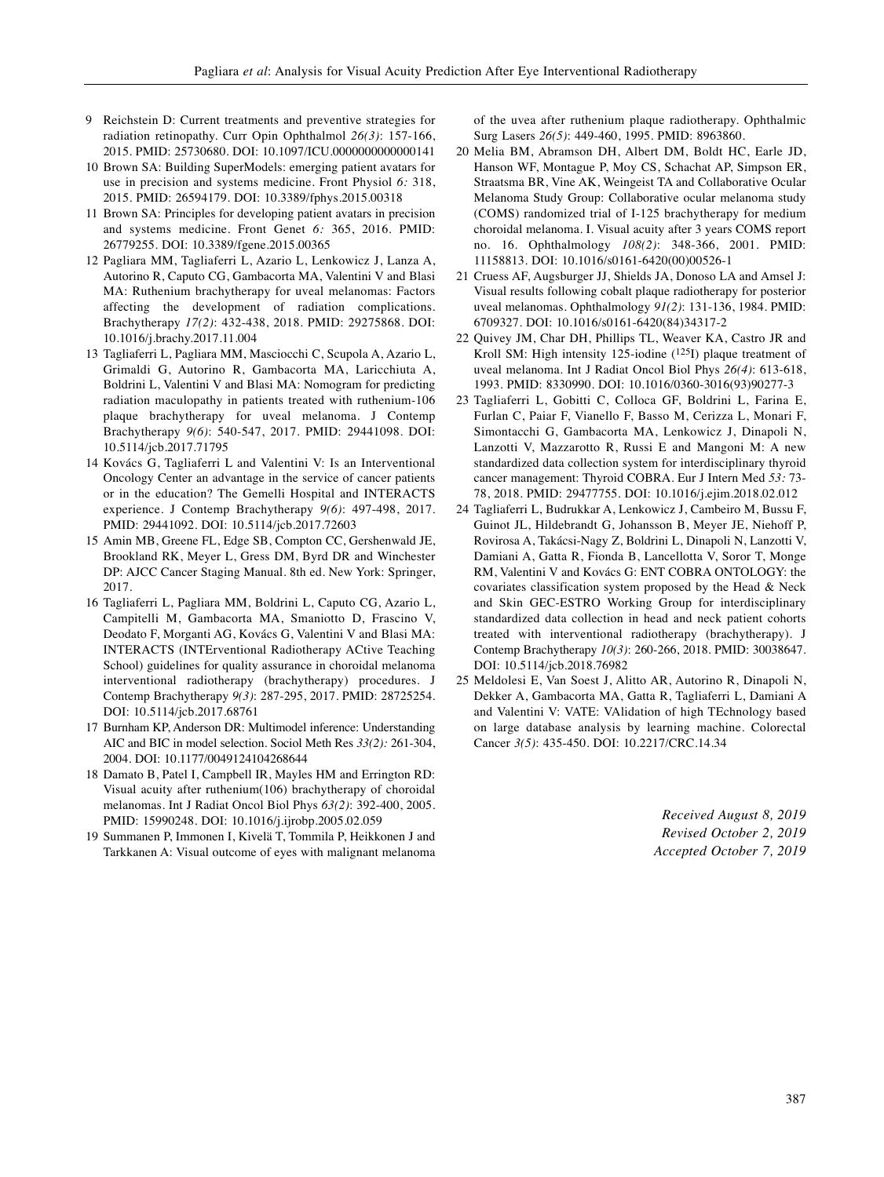9 Reichstein D: Current treatments and preventive strategies for radiation retinopathy. Curr Opin Ophthalmol *26(3)*: 157-166, 2015. PMID: 25730680. DOI: 10.1097/ICU.0000000000000141

10 Brown SA: Building SuperModels: emerging patient avatars for use in precision and systems medicine. Front Physiol *6:* 318, 2015. PMID: 26594179. DOI: 10.3389/fphys.2015.00318

11 Brown SA: Principles for developing patient avatars in precision and systems medicine. Front Genet *6:* 365, 2016. PMID: 26779255. DOI: 10.3389/fgene.2015.00365

12 Pagliara MM, Tagliaferri L, Azario L, Lenkowicz J, Lanza A, Autorino R, Caputo CG, Gambacorta MA, Valentini V and Blasi MA: Ruthenium brachytherapy for uveal melanomas: Factors affecting the development of radiation complications. Brachytherapy *17(2)*: 432-438, 2018. PMID: 29275868. DOI: 10.1016/j.brachy.2017.11.004

13 Tagliaferri L, Pagliara MM, Masciocchi C, Scupola A, Azario L, Grimaldi G, Autorino R, Gambacorta MA, Laricchiuta A, Boldrini L, Valentini V and Blasi MA: Nomogram for predicting radiation maculopathy in patients treated with ruthenium-106 plaque brachytherapy for uveal melanoma. J Contemp Brachytherapy *9(6)*: 540-547, 2017. PMID: 29441098. DOI: 10.5114/jcb.2017.71795

14 Kovács G, Tagliaferri L and Valentini V: Is an Interventional Oncology Center an advantage in the service of cancer patients or in the education? The Gemelli Hospital and INTERACTS experience. J Contemp Brachytherapy *9(6)*: 497-498, 2017. PMID: 29441092. DOI: 10.5114/jcb.2017.72603

15 Amin MB, Greene FL, Edge SB, Compton CC, Gershenwald JE, Brookland RK, Meyer L, Gress DM, Byrd DR and Winchester DP: AJCC Cancer Staging Manual. 8th ed. New York: Springer, 2017.

16 Tagliaferri L, Pagliara MM, Boldrini L, Caputo CG, Azario L, Campitelli M, Gambacorta MA, Smaniotto D, Frascino V, Deodato F, Morganti AG, Kovács G, Valentini V and Blasi MA: INTERACTS (INTErventional Radiotherapy ACtive Teaching School) guidelines for quality assurance in choroidal melanoma interventional radiotherapy (brachytherapy) procedures. J Contemp Brachytherapy *9(3)*: 287-295, 2017. PMID: 28725254. DOI: 10.5114/jcb.2017.68761

17 Burnham KP, Anderson DR: Multimodel inference: Understanding AIC and BIC in model selection. Sociol Meth Res *33(2):* 261-304, 2004. DOI: 10.1177/0049124104268644

18 Damato B, Patel I, Campbell IR, Mayles HM and Errington RD: Visual acuity after ruthenium(106) brachytherapy of choroidal melanomas. Int J Radiat Oncol Biol Phys *63(2)*: 392-400, 2005. PMID: 15990248. DOI: 10.1016/j.ijrobp.2005.02.059

19 Summanen P, Immonen I, Kivelä T, Tommila P, Heikkonen J and Tarkkanen A: Visual outcome of eyes with malignant melanoma of the uvea after ruthenium plaque radiotherapy. Ophthalmic Surg Lasers *26(5)*: 449-460, 1995. PMID: 8963860.

20 Melia BM, Abramson DH, Albert DM, Boldt HC, Earle JD, Hanson WF, Montague P, Moy CS, Schachat AP, Simpson ER, Straatsma BR, Vine AK, Weingeist TA and Collaborative Ocular Melanoma Study Group: Collaborative ocular melanoma study (COMS) randomized trial of I-125 brachytherapy for medium choroidal melanoma. I. Visual acuity after 3 years COMS report no. 16. Ophthalmology *108(2)*: 348-366, 2001. PMID: 11158813. DOI: 10.1016/s0161-6420(00)00526-1

21 Cruess AF, Augsburger JJ, Shields JA, Donoso LA and Amsel J: Visual results following cobalt plaque radiotherapy for posterior uveal melanomas. Ophthalmology *91(2)*: 131-136, 1984. PMID: 6709327. DOI: 10.1016/s0161-6420(84)34317-2

22 Quivey JM, Char DH, Phillips TL, Weaver KA, Castro JR and Kroll SM: High intensity 125-iodine ($^{125}$I) plaque treatment of uveal melanoma. Int J Radiat Oncol Biol Phys *26(4)*: 613-618, 1993. PMID: 8330990. DOI: 10.1016/0360-3016(93)90277-3

23 Tagliaferri L, Gobitti C, Colloca GF, Boldrini L, Farina E, Furlan C, Paiar F, Vianello F, Basso M, Cerizza L, Monari F, Simontacchi G, Gambacorta MA, Lenkowicz J, Dinapoli N, Lanzotti V, Mazzarotto R, Russi E and Mangoni M: A new standardized data collection system for interdisciplinary thyroid cancer management: Thyroid COBRA. Eur J Intern Med *53:* 73-78, 2018. PMID: 29477755. DOI: 10.1016/j.ejim.2018.02.012

24 Tagliaferri L, Budrukkar A, Lenkowicz J, Cambeiro M, Bussu F, Guinot JL, Hildebrandt G, Johansson B, Meyer JE, Niehoff P, Rovirosa A, Takácsi-Nagy Z, Boldrini L, Dinapoli N, Lanzotti V, Damiani A, Gatta R, Fionda B, Lancellotta V, Soror T, Monge RM, Valentini V and Kovács G: ENT COBRA ONTOLOGY: the covariates classification system proposed by the Head & Neck and Skin GEC-ESTRO Working Group for interdisciplinary standardized data collection in head and neck patient cohorts treated with interventional radiotherapy (brachytherapy). J Contemp Brachytherapy *10(3)*: 260-266, 2018. PMID: 30038647. DOI: 10.5114/jcb.2018.76982

25 Meldolesi E, Van Soest J, Alitto AR, Autorino R, Dinapoli N, Dekker A, Gambacorta MA, Gatta R, Tagliaferri L, Damiani A and Valentini V: VATE: VAlidation of high TEchnology based on large database analysis by learning machine. Colorectal Cancer *3(5)*: 435-450. DOI: 10.2217/CRC.14.34

*Received August 8, 2019*
*Revised October 2, 2019*
*Accepted October 7, 2019*